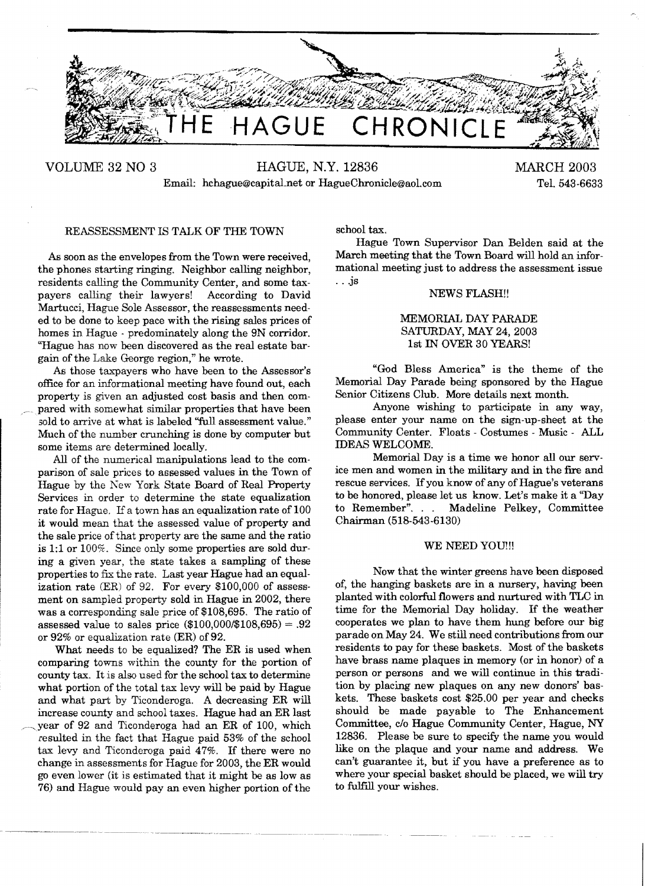# THE HAGUE CHRONICLE

VOLUME 32 NO 3 — HAGUE, N.Y. 12836 — MARCH 2003

Email: hchague@capital.net or HagueChronicle@aol.com — Tel. 543-6633

## REASSESSMENT IS TALK OF THE TOWN

As soon as the envelopes from the Town were received, the phones starting ringing. Neighbor calling neighbor, residents calling the Community Center, and some taxpayers calling their lawyers! According to David Martucci, Hague Sole Assessor, the reassessments needed to be done to keep pace with the rising sales prices of homes in Hague - predominately along the 9N corridor. "Hague has now been discovered as the real estate bargain of the Lake George region," he wrote.

As those taxpayers who have been to the Assessor's office for an informational meeting have found out, each property is given an adjusted cost basis and then compared with somewhat similar properties that have been sold to arrive at what is labeled "full assessment value." Much of the number crunching is done by computer but some items are determined locally.

All of the numerical manipulations lead to the comparison of sale prices to assessed values in the Town of Hague by the New York State Board of Real Property Services in order to determine the state equalization rate for Hague. If a town has an equalization rate of 100 it would mean that the assessed value of property and the sale price of that property are the same and the ratio is 1:1 or 100%. Since only some properties are sold during a given year, the state takes a sampling of these properties to fix the rate. Last year Hague had an equalization rate (ER) of 92. For every $100,000 of assessment on sampled property sold in Hague in 2002, there was a corresponding sale price of $108,695. The ratio of assessed value to sales price ($100,000/$108,695) = .92 or 92% or equalization rate (ER) of 92.

What needs to be equalized? The ER is used when comparing towns within the county for the portion of county tax. It is also used for the school tax to determine what portion of the total tax levy will be paid by Hague and what part by Ticonderoga. A decreasing ER will increase county and school taxes. Hague had an ER last year of 92 and Ticonderoga had an ER of 100, which resulted in the fact that Hague paid 53% of the school tax levy and Ticonderoga paid 47%. If there were no change in assessments for Hague for 2003, the ER would go even lower (it is estimated that it might be as low as 76) and Hague would pay an even higher portion of the school tax.

Hague Town Supervisor Dan Belden said at the March meeting that the Town Board will hold an informational meeting just to address the assessment issue . . .js

## NEWS FLASH!!

### MEMORIAL DAY PARADE
### SATURDAY, MAY 24, 2003
### 1st IN OVER 30 YEARS!

"God Bless America" is the theme of the Memorial Day Parade being sponsored by the Hague Senior Citizens Club. More details next month.

Anyone wishing to participate in any way, please enter your name on the sign-up-sheet at the Community Center. Floats - Costumes - Music - ALL IDEAS WELCOME.

Memorial Day is a time we honor all our service men and women in the military and in the fire and rescue services. If you know of any of Hague's veterans to be honored, please let us know. Let's make it a "Day to Remember". . . Madeline Pelkey, Committee Chairman (518-543-6130)

## WE NEED YOU!!!

Now that the winter greens have been disposed of, the hanging baskets are in a nursery, having been planted with colorful flowers and nurtured with TLC in time for the Memorial Day holiday. If the weather cooperates we plan to have them hung before our big parade on May 24. We still need contributions from our residents to pay for these baskets. Most of the baskets have brass name plaques in memory (or in honor) of a person or persons and we will continue in this tradition by placing new plaques on any new donors' baskets. These baskets cost $25.00 per year and checks should be made payable to The Enhancement Committee, c/o Hague Community Center, Hague, NY 12836. Please be sure to specify the name you would like on the plaque and your name and address. We can't guarantee it, but if you have a preference as to where your special basket should be placed, we will try to fulfill your wishes.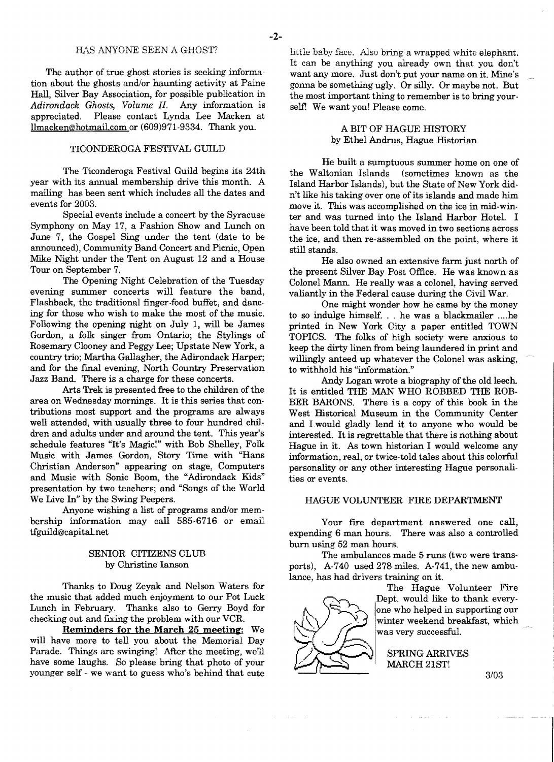## HAS ANYONE SEEN A GHOST?

The author of true ghost stories is seeking information about the ghosts and/or haunting activity at Paine Hall, Silver Bay Association, for possible publication in *Adirondack Ghosts, Volume II*. Any information is appreciated. Please contact Lynda Lee Macken at llmacken@hotmail.com or (609)971-9334. Thank you.

## TICONDEROGA FESTIVAL GUILD

The Ticonderoga Festival Guild begins its 24th year with its annual membership drive this month. A mailing has been sent which includes all the dates and events for 2003.

Special events include a concert by the Syracuse Symphony on May 17, a Fashion Show and Lunch on June 7, the Gospel Sing under the tent (date to be announced), Community Band Concert and Picnic, Open Mike Night under the Tent on August 12 and a House Tour on September 7.

The Opening Night Celebration of the Tuesday evening summer concerts will feature the band, Flashback, the traditional finger-food buffet, and dancing for those who wish to make the most of the music. Following the opening night on July 1, will be James Gordon, a folk singer from Ontario; the Stylings of Rosemary Clooney and Peggy Lee; Upstate New York, a country trio; Martha Gallagher, the Adirondack Harper; and for the final evening, North Country Preservation Jazz Band. There is a charge for these concerts.

Arts Trek is presented free to the children of the area on Wednesday mornings. It is this series that contributions most support and the programs are always well attended, with usually three to four hundred children and adults under and around the tent. This year's schedule features "It's Magic!" with Bob Shelley, Folk Music with James Gordon, Story Time with "Hans Christian Anderson" appearing on stage, Computers and Music with Sonic Boom, the "Adirondack Kids" presentation by two teachers; and "Songs of the World We Live In" by the Swing Peepers.

Anyone wishing a list of programs and/or membership information may call 585-6716 or email tfguild@capital.net

## SENIOR CITIZENS CLUB
by Christine Ianson

Thanks to Doug Zeyak and Nelson Waters for the music that added much enjoyment to our Pot Luck Lunch in February. Thanks also to Gerry Boyd for checking out and fixing the problem with our VCR.

**Reminders for the March 25 meeting:** We will have more to tell you about the Memorial Day Parade. Things are swinging! After the meeting, we'll have some laughs. So please bring that photo of your younger self - we want to guess who's behind that cute little baby face. Also bring a wrapped white elephant. It can be anything you already own that you don't want any more. Just don't put your name on it. Mine's gonna be something ugly. Or silly. Or maybe not. But the most important thing to remember is to bring yourself! We want you! Please come.

## A BIT OF HAGUE HISTORY
by Ethel Andrus, Hague Historian

He built a sumptuous summer home on one of the Waltonian Islands (sometimes known as the Island Harbor Islands), but the State of New York didn't like his taking over one of its islands and made him move it. This was accomplished on the ice in mid-winter and was turned into the Island Harbor Hotel. I have been told that it was moved in two sections across the ice, and then re-assembled on the point, where it still stands.

He also owned an extensive farm just north of the present Silver Bay Post Office. He was known as Colonel Mann. He really was a colonel, having served valiantly in the Federal cause during the Civil War.

One might wonder how he came by the money to so indulge himself. . . he was a blackmailer ....he printed in New York City a paper entitled TOWN TOPICS. The folks of high society were anxious to keep the dirty linen from being laundered in print and willingly anteed up whatever the Colonel was asking, to withhold his "information."

Andy Logan wrote a biography of the old leech. It is entitled THE MAN WHO ROBBED THE ROBBER BARONS. There is a copy of this book in the West Historical Museum in the Community Center and I would gladly lend it to anyone who would be interested. It is regrettable that there is nothing about Hague in it. As town historian I would welcome any information, real, or twice-told tales about this colorful personality or any other interesting Hague personalities or events.

## HAGUE VOLUNTEER FIRE DEPARTMENT

Your fire department answered one call, expending 6 man hours. There was also a controlled burn using 52 man hours.

The ambulances made 5 runs (two were transports), A-740 used 278 miles. A-741, the new ambulance, has had drivers training on it.

The Hague Volunteer Fire Dept. would like to thank everyone who helped in supporting our winter weekend breakfast, which was very successful.

SPRING ARRIVES MARCH 21ST!

3/03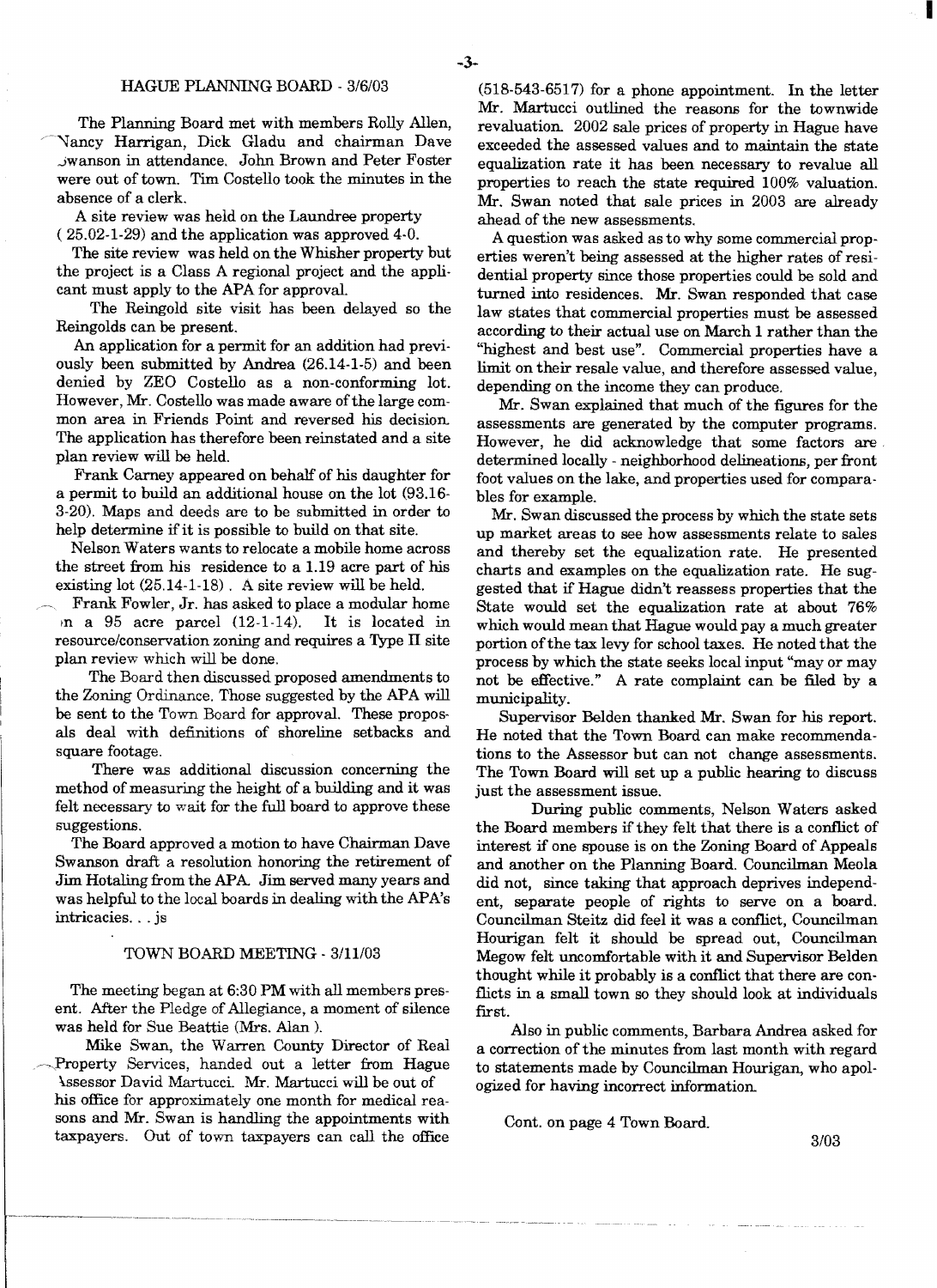## HAGUE PLANNING BOARD - 3/6/03

The Planning Board met with members Rolly Allen, Nancy Harrigan, Dick Gladu and chairman Dave Swanson in attendance. John Brown and Peter Foster were out of town. Tim Costello took the minutes in the absence of a clerk.

A site review was held on the Laundree property (25.02-1-29) and the application was approved 4-0.

The site review was held on the Whisher property but the project is a Class A regional project and the applicant must apply to the APA for approval.

The Reingold site visit has been delayed so the Reingolds can be present.

An application for a permit for an addition had previously been submitted by Andrea (26.14-1-5) and been denied by ZEO Costello as a non-conforming lot. However, Mr. Costello was made aware of the large common area in Friends Point and reversed his decision. The application has therefore been reinstated and a site plan review will be held.

Frank Carney appeared on behalf of his daughter for a permit to build an additional house on the lot (93.16-3-20). Maps and deeds are to be submitted in order to help determine if it is possible to build on that site.

Nelson Waters wants to relocate a mobile home across the street from his residence to a 1.19 acre part of his existing lot (25.14-1-18). A site review will be held.

Frank Fowler, Jr. has asked to place a modular home on a 95 acre parcel (12-1-14). It is located in resource/conservation zoning and requires a Type II site plan review which will be done.

The Board then discussed proposed amendments to the Zoning Ordinance. Those suggested by the APA will be sent to the Town Board for approval. These proposals deal with definitions of shoreline setbacks and square footage.

There was additional discussion concerning the method of measuring the height of a building and it was felt necessary to wait for the full board to approve these suggestions.

The Board approved a motion to have Chairman Dave Swanson draft a resolution honoring the retirement of Jim Hotaling from the APA. Jim served many years and was helpful to the local boards in dealing with the APA's intricacies. . . js

## TOWN BOARD MEETING - 3/11/03

The meeting began at 6:30 PM with all members present. After the Pledge of Allegiance, a moment of silence was held for Sue Beattie (Mrs. Alan ).

Mike Swan, the Warren County Director of Real Property Services, handed out a letter from Hague Assessor David Martucci. Mr. Martucci will be out of his office for approximately one month for medical reasons and Mr. Swan is handling the appointments with taxpayers. Out of town taxpayers can call the office (518-543-6517) for a phone appointment. In the letter Mr. Martucci outlined the reasons for the townwide revaluation. 2002 sale prices of property in Hague have exceeded the assessed values and to maintain the state equalization rate it has been necessary to revalue all properties to reach the state required 100% valuation. Mr. Swan noted that sale prices in 2003 are already ahead of the new assessments.

A question was asked as to why some commercial properties weren't being assessed at the higher rates of residential property since those properties could be sold and turned into residences. Mr. Swan responded that case law states that commercial properties must be assessed according to their actual use on March 1 rather than the "highest and best use". Commercial properties have a limit on their resale value, and therefore assessed value, depending on the income they can produce.

Mr. Swan explained that much of the figures for the assessments are generated by the computer programs. However, he did acknowledge that some factors are determined locally - neighborhood delineations, per front foot values on the lake, and properties used for comparables for example.

Mr. Swan discussed the process by which the state sets up market areas to see how assessments relate to sales and thereby set the equalization rate. He presented charts and examples on the equalization rate. He suggested that if Hague didn't reassess properties that the State would set the equalization rate at about 76% which would mean that Hague would pay a much greater portion of the tax levy for school taxes. He noted that the process by which the state seeks local input "may or may not be effective." A rate complaint can be filed by a municipality.

Supervisor Belden thanked Mr. Swan for his report. He noted that the Town Board can make recommendations to the Assessor but can not change assessments. The Town Board will set up a public hearing to discuss just the assessment issue.

During public comments, Nelson Waters asked the Board members if they felt that there is a conflict of interest if one spouse is on the Zoning Board of Appeals and another on the Planning Board. Councilman Meola did not, since taking that approach deprives independent, separate people of rights to serve on a board. Councilman Steitz did feel it was a conflict, Councilman Hourigan felt it should be spread out, Councilman Megow felt uncomfortable with it and Supervisor Belden thought while it probably is a conflict that there are conflicts in a small town so they should look at individuals first.

Also in public comments, Barbara Andrea asked for a correction of the minutes from last month with regard to statements made by Councilman Hourigan, who apologized for having incorrect information.

Cont. on page 4 Town Board.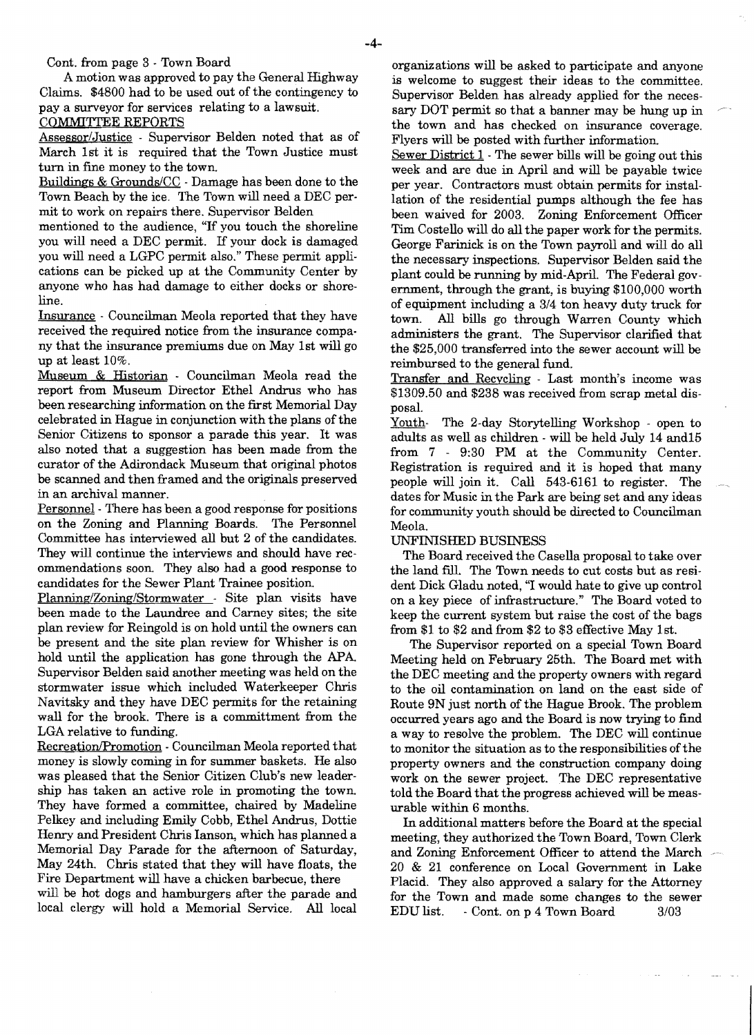Cont. from page 3 - Town Board

A motion was approved to pay the General Highway Claims. $4800 had to be used out of the contingency to pay a surveyor for services relating to a lawsuit.

COMMITTEE REPORTS

Assessor/Justice - Supervisor Belden noted that as of March 1st it is required that the Town Justice must turn in fine money to the town.

Buildings & Grounds/CC - Damage has been done to the Town Beach by the ice. The Town will need a DEC permit to work on repairs there. Supervisor Belden mentioned to the audience, "If you touch the shoreline you will need a DEC permit. If your dock is damaged you will need a LGPC permit also." These permit applications can be picked up at the Community Center by anyone who has had damage to either docks or shoreline.

Insurance - Councilman Meola reported that they have received the required notice from the insurance company that the insurance premiums due on May 1st will go up at least 10%.

Museum & Historian - Councilman Meola read the report from Museum Director Ethel Andrus who has been researching information on the first Memorial Day celebrated in Hague in conjunction with the plans of the Senior Citizens to sponsor a parade this year. It was also noted that a suggestion has been made from the curator of the Adirondack Museum that original photos be scanned and then framed and the originals preserved in an archival manner.

Personnel - There has been a good response for positions on the Zoning and Planning Boards. The Personnel Committee has interviewed all but 2 of the candidates. They will continue the interviews and should have recommendations soon. They also had a good response to candidates for the Sewer Plant Trainee position.

Planning/Zoning/Stormwater - Site plan visits have been made to the Laundree and Carney sites; the site plan review for Reingold is on hold until the owners can be present and the site plan review for Whisher is on hold until the application has gone through the APA. Supervisor Belden said another meeting was held on the stormwater issue which included Waterkeeper Chris Navitsky and they have DEC permits for the retaining wall for the brook. There is a committment from the LGA relative to funding.

Recreation/Promotion - Councilman Meola reported that money is slowly coming in for summer baskets. He also was pleased that the Senior Citizen Club's new leadership has taken an active role in promoting the town. They have formed a committee, chaired by Madeline Pelkey and including Emily Cobb, Ethel Andrus, Dottie Henry and President Chris Ianson, which has planned a Memorial Day Parade for the afternoon of Saturday, May 24th. Chris stated that they will have floats, the Fire Department will have a chicken barbecue, there will be hot dogs and hamburgers after the parade and local clergy will hold a Memorial Service. All local organizations will be asked to participate and anyone is welcome to suggest their ideas to the committee. Supervisor Belden has already applied for the necessary DOT permit so that a banner may be hung up in the town and has checked on insurance coverage. Flyers will be posted with further information.

Sewer District 1 - The sewer bills will be going out this week and are due in April and will be payable twice per year. Contractors must obtain permits for installation of the residential pumps although the fee has been waived for 2003. Zoning Enforcement Officer Tim Costello will do all the paper work for the permits. George Farinick is on the Town payroll and will do all the necessary inspections. Supervisor Belden said the plant could be running by mid-April. The Federal government, through the grant, is buying $100,000 worth of equipment including a 3/4 ton heavy duty truck for town. All bills go through Warren County which administers the grant. The Supervisor clarified that the $25,000 transferred into the sewer account will be reimbursed to the general fund.

Transfer and Recycling - Last month's income was $1309.50 and $238 was received from scrap metal disposal.

Youth- The 2-day Storytelling Workshop - open to adults as well as children - will be held July 14 and15 from 7 - 9:30 PM at the Community Center. Registration is required and it is hoped that many people will join it. Call 543-6161 to register. The dates for Music in the Park are being set and any ideas for community youth should be directed to Councilman Meola.

UNFINISHED BUSINESS

The Board received the Casella proposal to take over the land fill. The Town needs to cut costs but as resident Dick Gladu noted, "I would hate to give up control on a key piece of infrastructure." The Board voted to keep the current system but raise the cost of the bags from $1 to $2 and from $2 to $3 effective May 1st.

The Supervisor reported on a special Town Board Meeting held on February 25th. The Board met with the DEC meeting and the property owners with regard to the oil contamination on land on the east side of Route 9N just north of the Hague Brook. The problem occurred years ago and the Board is now trying to find a way to resolve the problem. The DEC will continue to monitor the situation as to the responsibilities of the property owners and the construction company doing work on the sewer project. The DEC representative told the Board that the progress achieved will be measurable within 6 months.

In additional matters before the Board at the special meeting, they authorized the Town Board, Town Clerk and Zoning Enforcement Officer to attend the March 20 & 21 conference on Local Government in Lake Placid. They also approved a salary for the Attorney for the Town and made some changes to the sewer EDU list. - Cont. on p 4 Town Board 3/03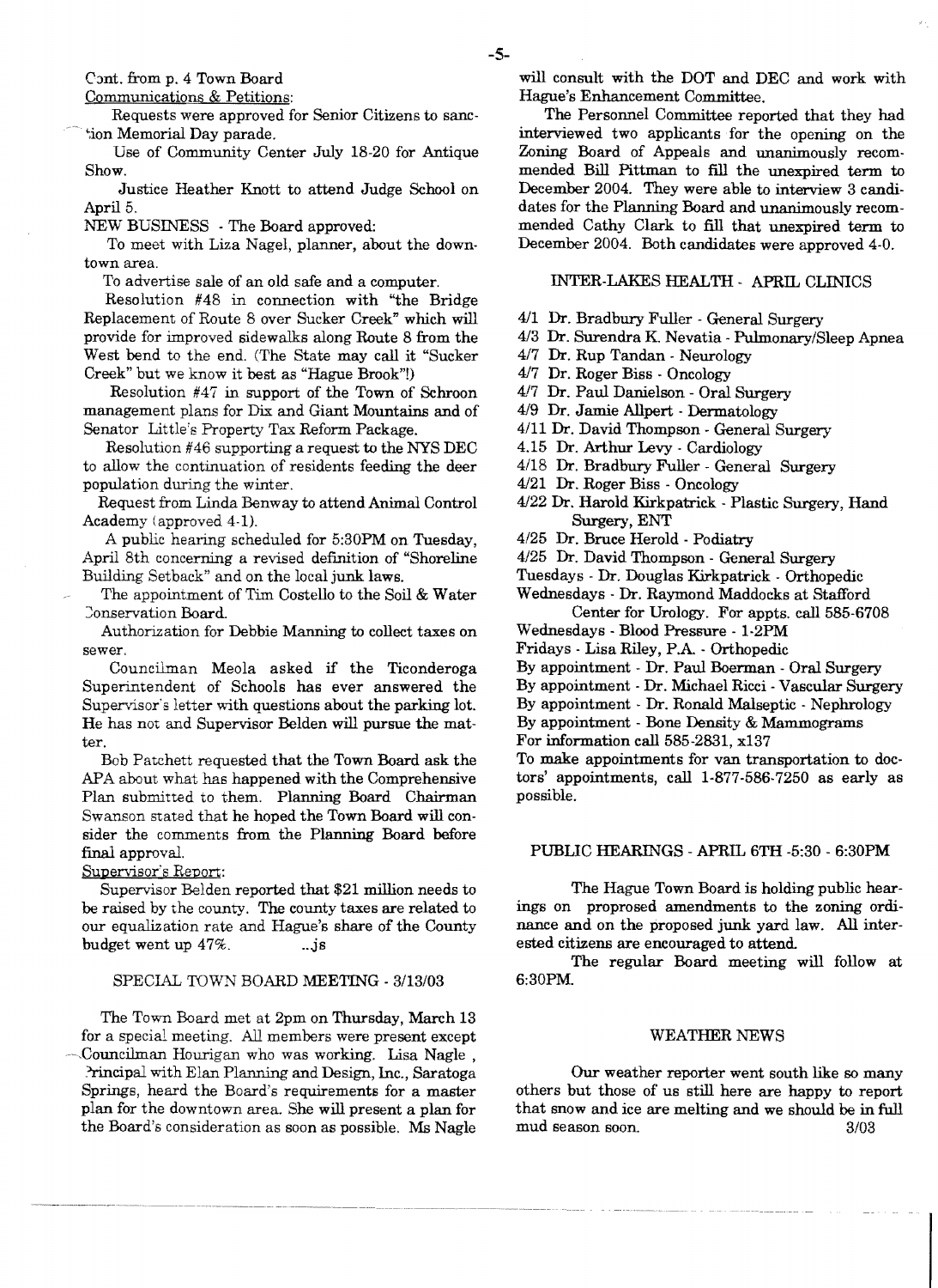Cont. from p. 4 Town Board

Communications & Petitions:

Requests were approved for Senior Citizens to sanction Memorial Day parade.

Use of Community Center July 18-20 for Antique Show.

Justice Heather Knott to attend Judge School on April 5.

NEW BUSINESS - The Board approved:

To meet with Liza Nagel, planner, about the downtown area.

To advertise sale of an old safe and a computer.

Resolution #48 in connection with "the Bridge Replacement of Route 8 over Sucker Creek" which will provide for improved sidewalks along Route 8 from the West bend to the end. (The State may call it "Sucker Creek" but we know it best as "Hague Brook"!)

Resolution #47 in support of the Town of Schroon management plans for Dix and Giant Mountains and of Senator Little's Property Tax Reform Package.

Resolution #46 supporting a request to the NYS DEC to allow the continuation of residents feeding the deer population during the winter.

Request from Linda Benway to attend Animal Control Academy (approved 4-1).

A public hearing scheduled for 5:30PM on Tuesday, April 8th concerning a revised definition of "Shoreline Building Setback" and on the local junk laws.

The appointment of Tim Costello to the Soil & Water Conservation Board.

Authorization for Debbie Manning to collect taxes on sewer.

Councilman Meola asked if the Ticonderoga Superintendent of Schools has ever answered the Supervisor's letter with questions about the parking lot. He has not and Supervisor Belden will pursue the matter.

Bob Patchett requested that the Town Board ask the APA about what has happened with the Comprehensive Plan submitted to them. Planning Board Chairman Swanson stated that he hoped the Town Board will consider the comments from the Planning Board before final approval.

Supervisor's Report:

Supervisor Belden reported that $21 million needs to be raised by the county. The county taxes are related to our equalization rate and Hague's share of the County budget went up 47%. ..js

## SPECIAL TOWN BOARD MEETING - 3/13/03

The Town Board met at 2pm on Thursday, March 13 for a special meeting. All members were present except Councilman Hourigan who was working. Lisa Nagle, Principal with Elan Planning and Design, Inc., Saratoga Springs, heard the Board's requirements for a master plan for the downtown area. She will present a plan for the Board's consideration as soon as possible. Ms Nagle will consult with the DOT and DEC and work with Hague's Enhancement Committee.

The Personnel Committee reported that they had interviewed two applicants for the opening on the Zoning Board of Appeals and unanimously recommended Bill Pittman to fill the unexpired term to December 2004. They were able to interview 3 candidates for the Planning Board and unanimously recommended Cathy Clark to fill that unexpired term to December 2004. Both candidates were approved 4-0.

## INTER-LAKES HEALTH - APRIL CLINICS

4/1 Dr. Bradbury Fuller - General Surgery
4/3 Dr. Surendra K. Nevatia - Pulmonary/Sleep Apnea
4/7 Dr. Rup Tandan - Neurology
4/7 Dr. Roger Biss - Oncology
4/7 Dr. Paul Danielson - Oral Surgery
4/9 Dr. Jamie Allpert - Dermatology
4/11 Dr. David Thompson - General Surgery
4.15 Dr. Arthur Levy - Cardiology
4/18 Dr. Bradbury Fuller - General Surgery
4/21 Dr. Roger Biss - Oncology
4/22 Dr. Harold Kirkpatrick - Plastic Surgery, Hand Surgery, ENT
4/25 Dr. Bruce Herold - Podiatry
4/25 Dr. David Thompson - General Surgery
Tuesdays - Dr. Douglas Kirkpatrick - Orthopedic
Wednesdays - Dr. Raymond Maddocks at Stafford Center for Urology. For appts. call 585-6708
Wednesdays - Blood Pressure - 1-2PM
Fridays - Lisa Riley, P.A. - Orthopedic
By appointment - Dr. Paul Boerman - Oral Surgery
By appointment - Dr. Michael Ricci - Vascular Surgery
By appointment - Dr. Ronald Malseptic - Nephrology
By appointment - Bone Density & Mammograms
For information call 585-2831, x137

To make appointments for van transportation to doctors' appointments, call 1-877-586-7250 as early as possible.

## PUBLIC HEARINGS - APRIL 6TH -5:30 - 6:30PM

The Hague Town Board is holding public hearings on proprosed amendments to the zoning ordinance and on the proposed junk yard law. All interested citizens are encouraged to attend.

The regular Board meeting will follow at 6:30PM.

## WEATHER NEWS

Our weather reporter went south like so many others but those of us still here are happy to report that snow and ice are melting and we should be in full mud season soon. 3/03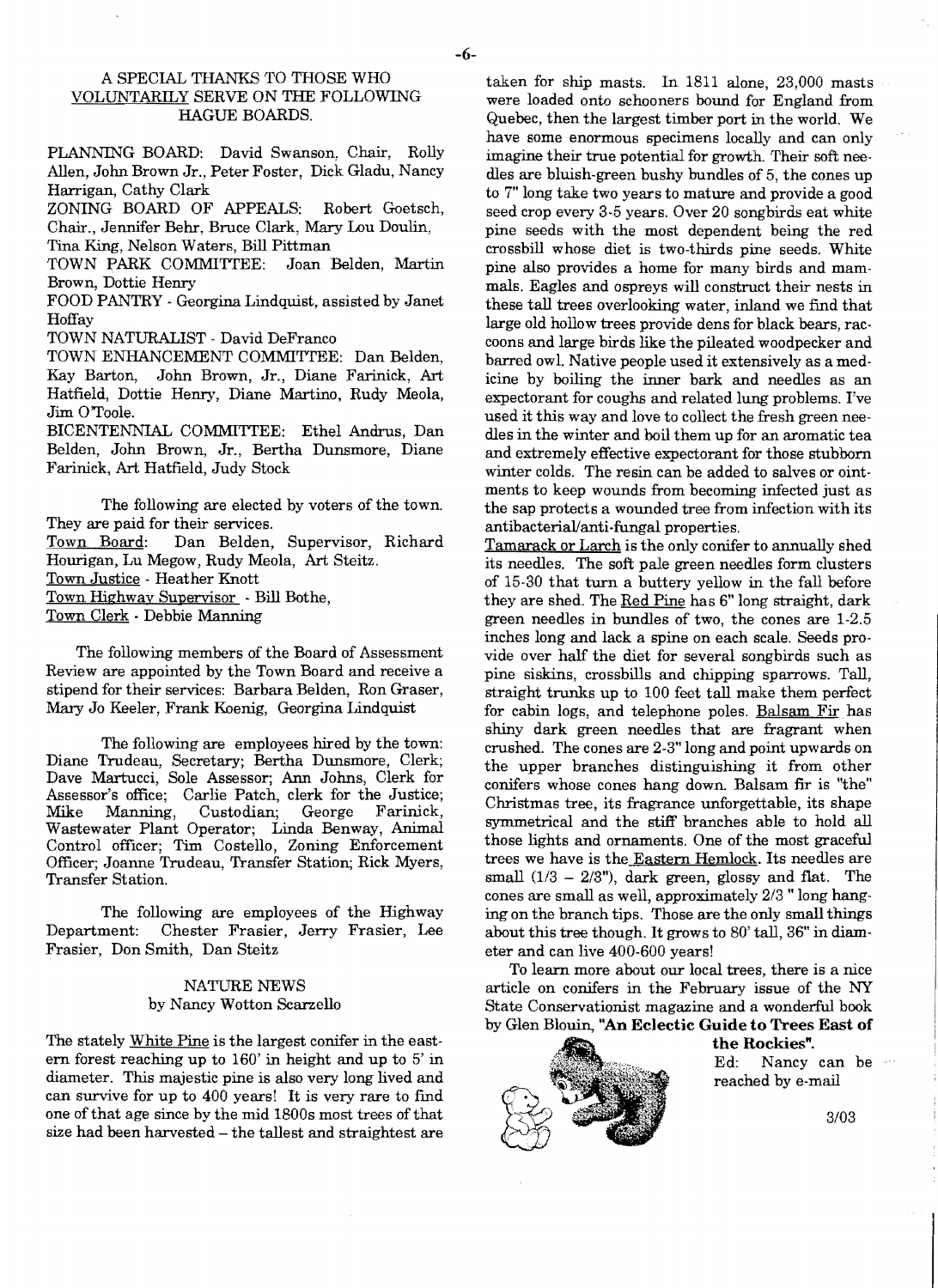A SPECIAL THANKS TO THOSE WHO VOLUNTARILY SERVE ON THE FOLLOWING HAGUE BOARDS.

PLANNING BOARD: David Swanson, Chair, Rolly Allen, John Brown Jr., Peter Foster, Dick Gladu, Nancy Harrigan, Cathy Clark

ZONING BOARD OF APPEALS: Robert Goetsch, Chair., Jennifer Behr, Bruce Clark, Mary Lou Doulin, Tina King, Nelson Waters, Bill Pittman

TOWN PARK COMMITTEE: Joan Belden, Martin Brown, Dottie Henry

FOOD PANTRY - Georgina Lindquist, assisted by Janet Hoffay

TOWN NATURALIST - David DeFranco

TOWN ENHANCEMENT COMMITTEE: Dan Belden, Kay Barton, John Brown, Jr., Diane Farinick, Art Hatfield, Dottie Henry, Diane Martino, Rudy Meola, Jim O'Toole.

BICENTENNIAL COMMITTEE: Ethel Andrus, Dan Belden, John Brown, Jr., Bertha Dunsmore, Diane Farinick, Art Hatfield, Judy Stock

The following are elected by voters of the town. They are paid for their services.

Town Board: Dan Belden, Supervisor, Richard Hourigan, Lu Megow, Rudy Meola, Art Steitz.

Town Justice - Heather Knott

Town Highway Supervisor - Bill Bothe,

Town Clerk - Debbie Manning

The following members of the Board of Assessment Review are appointed by the Town Board and receive a stipend for their services: Barbara Belden, Ron Graser, Mary Jo Keeler, Frank Koenig, Georgina Lindquist

The following are employees hired by the town: Diane Trudeau, Secretary; Bertha Dunsmore, Clerk; Dave Martucci, Sole Assessor; Ann Johns, Clerk for Assessor's office; Carlie Patch, clerk for the Justice; Mike Manning, Custodian; George Farinick, Wastewater Plant Operator; Linda Benway, Animal Control officer; Tim Costello, Zoning Enforcement Officer; Joanne Trudeau, Transfer Station; Rick Myers, Transfer Station.

The following are employees of the Highway Department: Chester Frasier, Jerry Frasier, Lee Frasier, Don Smith, Dan Steitz

## NATURE NEWS

by Nancy Wotton Scarzello

The stately White Pine is the largest conifer in the eastern forest reaching up to 160' in height and up to 5' in diameter. This majestic pine is also very long lived and can survive for up to 400 years! It is very rare to find one of that age since by the mid 1800s most trees of that size had been harvested – the tallest and straightest are taken for ship masts. In 1811 alone, 23,000 masts were loaded onto schooners bound for England from Quebec, then the largest timber port in the world. We have some enormous specimens locally and can only imagine their true potential for growth. Their soft needles are bluish-green bushy bundles of 5, the cones up to 7" long take two years to mature and provide a good seed crop every 3-5 years. Over 20 songbirds eat white pine seeds with the most dependent being the red crossbill whose diet is two-thirds pine seeds. White pine also provides a home for many birds and mammals. Eagles and ospreys will construct their nests in these tall trees overlooking water, inland we find that large old hollow trees provide dens for black bears, raccoons and large birds like the pileated woodpecker and barred owl. Native people used it extensively as a medicine by boiling the inner bark and needles as an expectorant for coughs and related lung problems. I've used it this way and love to collect the fresh green needles in the winter and boil them up for an aromatic tea and extremely effective expectorant for those stubborn winter colds. The resin can be added to salves or ointments to keep wounds from becoming infected just as the sap protects a wounded tree from infection with its antibacterial/anti-fungal properties.

Tamarack or Larch is the only conifer to annually shed its needles. The soft pale green needles form clusters of 15-30 that turn a buttery yellow in the fall before they are shed. The Red Pine has 6" long straight, dark green needles in bundles of two, the cones are 1-2.5 inches long and lack a spine on each scale. Seeds provide over half the diet for several songbirds such as pine siskins, crossbills and chipping sparrows. Tall, straight trunks up to 100 feet tall make them perfect for cabin logs, and telephone poles. Balsam Fir has shiny dark green needles that are fragrant when crushed. The cones are 2-3" long and point upwards on the upper branches distinguishing it from other conifers whose cones hang down. Balsam fir is "the" Christmas tree, its fragrance unforgettable, its shape symmetrical and the stiff branches able to hold all those lights and ornaments. One of the most graceful trees we have is the Eastern Hemlock. Its needles are small (1/3 – 2/3"), dark green, glossy and flat. The cones are small as well, approximately 2/3 " long hanging on the branch tips. Those are the only small things about this tree though. It grows to 80' tall, 36" in diameter and can live 400-600 years!

To learn more about our local trees, there is a nice article on conifers in the February issue of the NY State Conservationist magazine and a wonderful book by Glen Blouin, **"An Eclectic Guide to Trees East of the Rockies"**.

Ed: Nancy can be reached by e-mail

3/03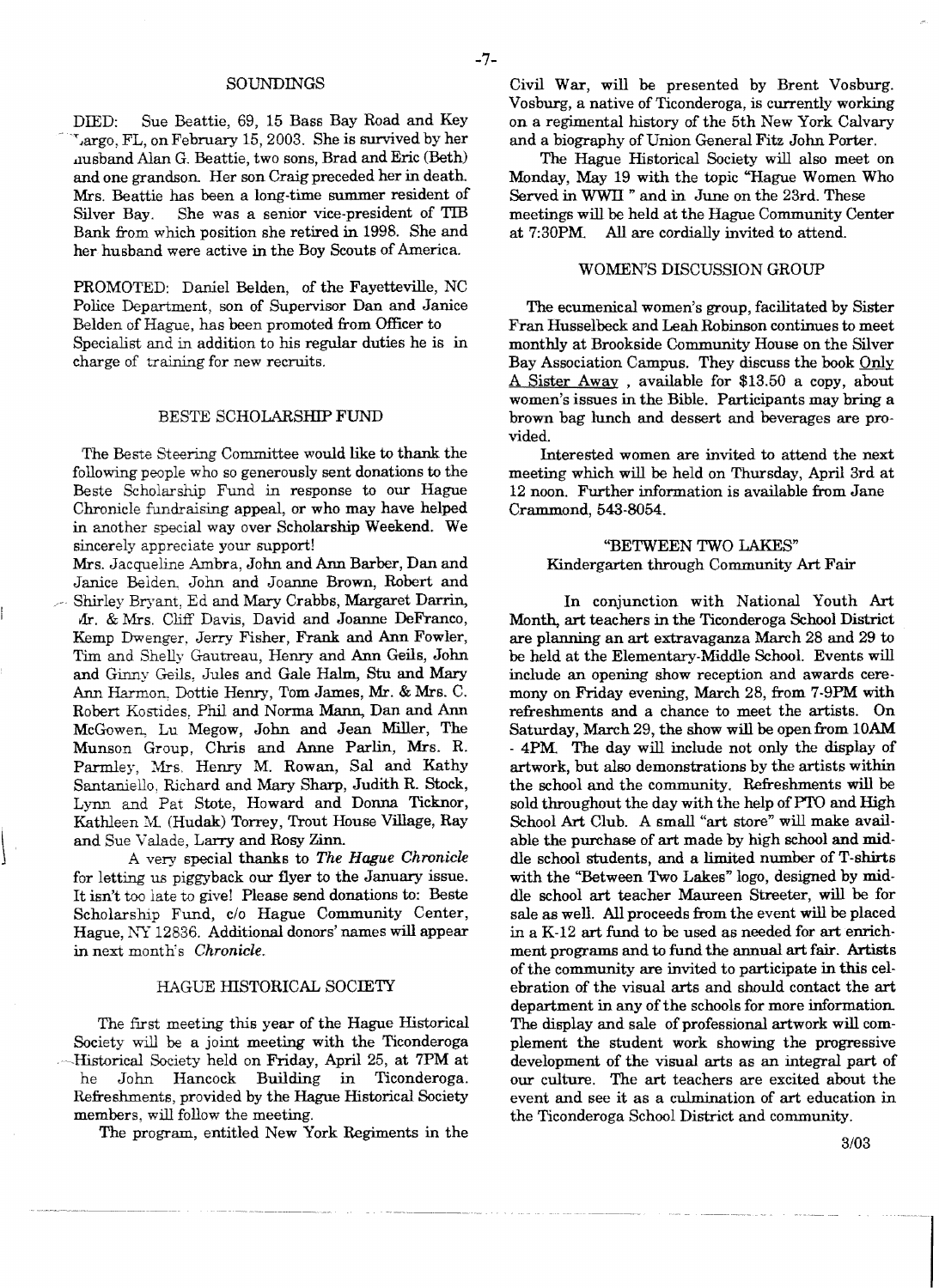## SOUNDINGS

DIED: Sue Beattie, 69, 15 Bass Bay Road and Key Largo, FL, on February 15, 2003. She is survived by her husband Alan G. Beattie, two sons, Brad and Eric (Beth) and one grandson. Her son Craig preceded her in death. Mrs. Beattie has been a long-time summer resident of Silver Bay. She was a senior vice-president of TIB Bank from which position she retired in 1998. She and her husband were active in the Boy Scouts of America.

PROMOTED: Daniel Belden, of the Fayetteville, NC Police Department, son of Supervisor Dan and Janice Belden of Hague, has been promoted from Officer to Specialist and in addition to his regular duties he is in charge of training for new recruits.

## BESTE SCHOLARSHIP FUND

The Beste Steering Committee would like to thank the following people who so generously sent donations to the Beste Scholarship Fund in response to our Hague Chronicle fundraising appeal, or who may have helped in another special way over Scholarship Weekend. We sincerely appreciate your support!

Mrs. Jacqueline Ambra, John and Ann Barber, Dan and Janice Belden, John and Joanne Brown, Robert and Shirley Bryant, Ed and Mary Crabbs, Margaret Darrin, Mr. & Mrs. Cliff Davis, David and Joanne DeFranco, Kemp Dwenger, Jerry Fisher, Frank and Ann Fowler, Tim and Shelly Gautreau, Henry and Ann Geils, John and Ginny Geils, Jules and Gale Halm, Stu and Mary Ann Harmon, Dottie Henry, Tom James, Mr. & Mrs. C. Robert Kostides, Phil and Norma Mann, Dan and Ann McGowen, Lu Megow, John and Jean Miller, The Munson Group, Chris and Anne Parlin, Mrs. R. Parmley, Mrs. Henry M. Rowan, Sal and Kathy Santaniello, Richard and Mary Sharp, Judith R. Stock, Lynn and Pat Stote, Howard and Donna Ticknor, Kathleen M. (Hudak) Torrey, Trout House Village, Ray and Sue Valade, Larry and Rosy Zinn.

A very special thanks to *The Hague Chronicle* for letting us piggyback our flyer to the January issue. It isn't too late to give! Please send donations to: Beste Scholarship Fund, c/o Hague Community Center, Hague, NY 12836. Additional donors' names will appear in next month's *Chronicle*.

## HAGUE HISTORICAL SOCIETY

The first meeting this year of the Hague Historical Society will be a joint meeting with the Ticonderoga Historical Society held on Friday, April 25, at 7PM at the John Hancock Building in Ticonderoga. Refreshments, provided by the Hague Historical Society members, will follow the meeting.

The program, entitled New York Regiments in the Civil War, will be presented by Brent Vosburg. Vosburg, a native of Ticonderoga, is currently working on a regimental history of the 5th New York Calvary and a biography of Union General Fitz John Porter.

The Hague Historical Society will also meet on Monday, May 19 with the topic "Hague Women Who Served in WWII " and in June on the 23rd. These meetings will be held at the Hague Community Center at 7:30PM. All are cordially invited to attend.

## WOMEN'S DISCUSSION GROUP

The ecumenical women's group, facilitated by Sister Fran Husselbeck and Leah Robinson continues to meet monthly at Brookside Community House on the Silver Bay Association Campus. They discuss the book Only A Sister Away , available for $13.50 a copy, about women's issues in the Bible. Participants may bring a brown bag lunch and dessert and beverages are provided.

Interested women are invited to attend the next meeting which will be held on Thursday, April 3rd at 12 noon. Further information is available from Jane Crammond, 543-8054.

## "BETWEEN TWO LAKES"
### Kindergarten through Community Art Fair

In conjunction with National Youth Art Month, art teachers in the Ticonderoga School District are planning an art extravaganza March 28 and 29 to be held at the Elementary-Middle School. Events will include an opening show reception and awards ceremony on Friday evening, March 28, from 7-9PM with refreshments and a chance to meet the artists. On Saturday, March 29, the show will be open from 10AM - 4PM. The day will include not only the display of artwork, but also demonstrations by the artists within the school and the community. Refreshments will be sold throughout the day with the help of PTO and High School Art Club. A small "art store" will make available the purchase of art made by high school and middle school students, and a limited number of T-shirts with the "Between Two Lakes" logo, designed by middle school art teacher Maureen Streeter, will be for sale as well. All proceeds from the event will be placed in a K-12 art fund to be used as needed for art enrichment programs and to fund the annual art fair. Artists of the community are invited to participate in this celebration of the visual arts and should contact the art department in any of the schools for more information. The display and sale of professional artwork will complement the student work showing the progressive development of the visual arts as an integral part of our culture. The art teachers are excited about the event and see it as a culmination of art education in the Ticonderoga School District and community.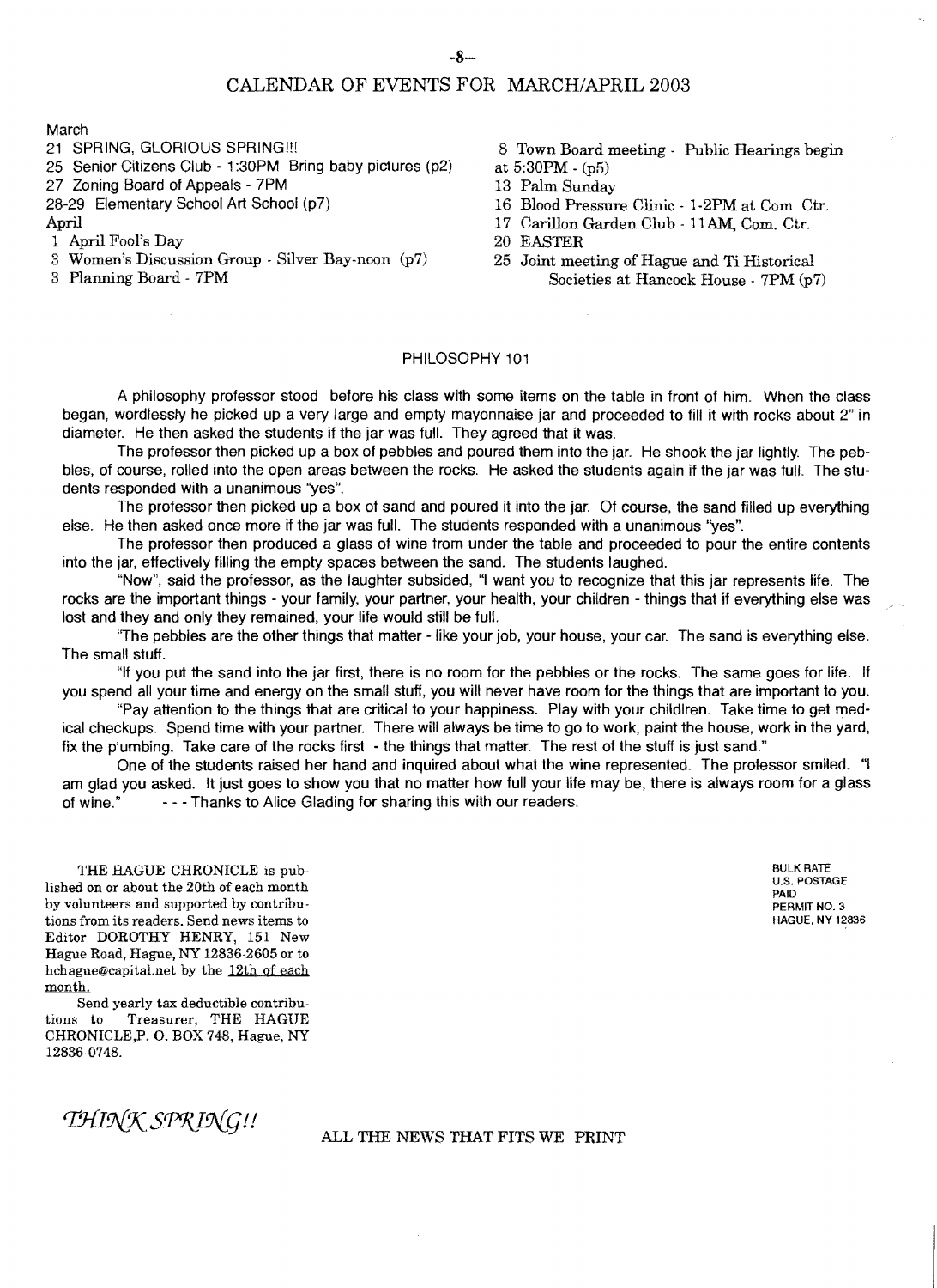## CALENDAR OF EVENTS FOR MARCH/APRIL 2003

March

- 21 SPRING, GLORIOUS SPRING!!!
- 25 Senior Citizens Club - 1:30PM Bring baby pictures (p2)
- 27 Zoning Board of Appeals - 7PM
- 28-29 Elementary School Art School (p7)

April

- 1 April Fool's Day
- 3 Women's Discussion Group - Silver Bay-noon (p7)
- 3 Planning Board - 7PM
- 8 Town Board meeting - Public Hearings begin at 5:30PM - (p5)
- 13 Palm Sunday
- 16 Blood Pressure Clinic - 1-2PM at Com. Ctr.
- 17 Carillon Garden Club - 11AM, Com. Ctr.
- 20 EASTER
- 25 Joint meeting of Hague and Ti Historical Societies at Hancock House - 7PM (p7)

## PHILOSOPHY 101

A philosophy professor stood before his class with some items on the table in front of him. When the class began, wordlessly he picked up a very large and empty mayonnaise jar and proceeded to fill it with rocks about 2" in diameter. He then asked the students if the jar was full. They agreed that it was.

The professor then picked up a box of pebbles and poured them into the jar. He shook the jar lightly. The pebbles, of course, rolled into the open areas between the rocks. He asked the students again if the jar was full. The students responded with a unanimous "yes".

The professor then picked up a box of sand and poured it into the jar. Of course, the sand filled up everything else. He then asked once more if the jar was full. The students responded with a unanimous "yes".

The professor then produced a glass of wine from under the table and proceeded to pour the entire contents into the jar, effectively filling the empty spaces between the sand. The students laughed.

"Now", said the professor, as the laughter subsided, "I want you to recognize that this jar represents life. The rocks are the important things - your family, your partner, your health, your children - things that if everything else was lost and they and only they remained, your life would still be full.

"The pebbles are the other things that matter - like your job, your house, your car. The sand is everything else. The small stuff.

"If you put the sand into the jar first, there is no room for the pebbles or the rocks. The same goes for life. If you spend all your time and energy on the small stuff, you will never have room for the things that are important to you.

"Pay attention to the things that are critical to your happiness. Play with your childlren. Take time to get medical checkups. Spend time with your partner. There will always be time to go to work, paint the house, work in the yard, fix the plumbing. Take care of the rocks first - the things that matter. The rest of the stuff is just sand."

One of the students raised her hand and inquired about what the wine represented. The professor smiled. "I am glad you asked. It just goes to show you that no matter how full your life may be, there is always room for a glass of wine." - - - Thanks to Alice Glading for sharing this with our readers.

THE HAGUE CHRONICLE is published on or about the 20th of each month by volunteers and supported by contributions from its readers. Send news items to Editor DOROTHY HENRY, 151 New Hague Road, Hague, NY 12836-2605 or to hchague@capital.net by the 12th of each month.

Send yearly tax deductible contributions to Treasurer, THE HAGUE CHRONICLE,P. O. BOX 748, Hague, NY 12836-0748.

BULK RATE
U.S. POSTAGE
PAID
PERMIT NO. 3
HAGUE, NY 12836

*THINK SPRING!!*

ALL THE NEWS THAT FITS WE PRINT